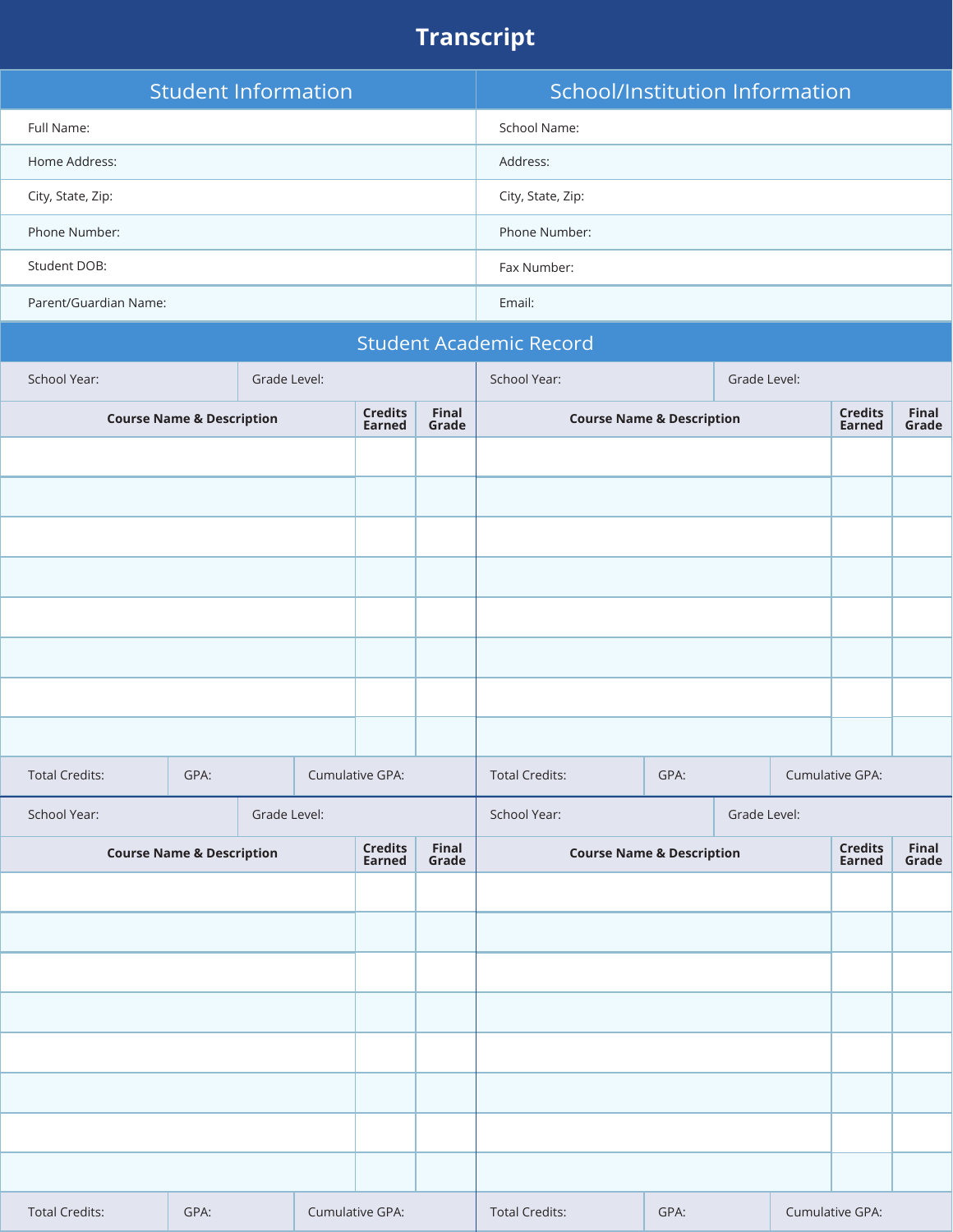# Transcript

| Student Information | School/Institution Information |
|---|---|
| Full Name: | School Name: |
| Home Address: | Address: |
| City, State, Zip: | City, State, Zip: |
| Phone Number: | Phone Number: |
| Student DOB: | Fax Number: |
| Parent/Guardian Name: | Email: |

## Student Academic Record

| School Year: | Grade Level: | | School Year: | Grade Level: | |
|---|---|---|---|---|---|
| **Course Name & Description** | **Credits Earned** | **Final Grade** | **Course Name & Description** | **Credits Earned** | **Final Grade** |
| | | | | | |
| | | | | | |
| | | | | | |
| | | | | | |
| | | | | | |
| | | | | | |
| | | | | | |
| | | | | | |
| Total Credits: | GPA: | Cumulative GPA: | Total Credits: | GPA: | Cumulative GPA: |

| School Year: | Grade Level: | | School Year: | Grade Level: | |
|---|---|---|---|---|---|
| **Course Name & Description** | **Credits Earned** | **Final Grade** | **Course Name & Description** | **Credits Earned** | **Final Grade** |
| | | | | | |
| | | | | | |
| | | | | | |
| | | | | | |
| | | | | | |
| | | | | | |
| | | | | | |
| | | | | | |
| Total Credits: | GPA: | Cumulative GPA: | Total Credits: | GPA: | Cumulative GPA: |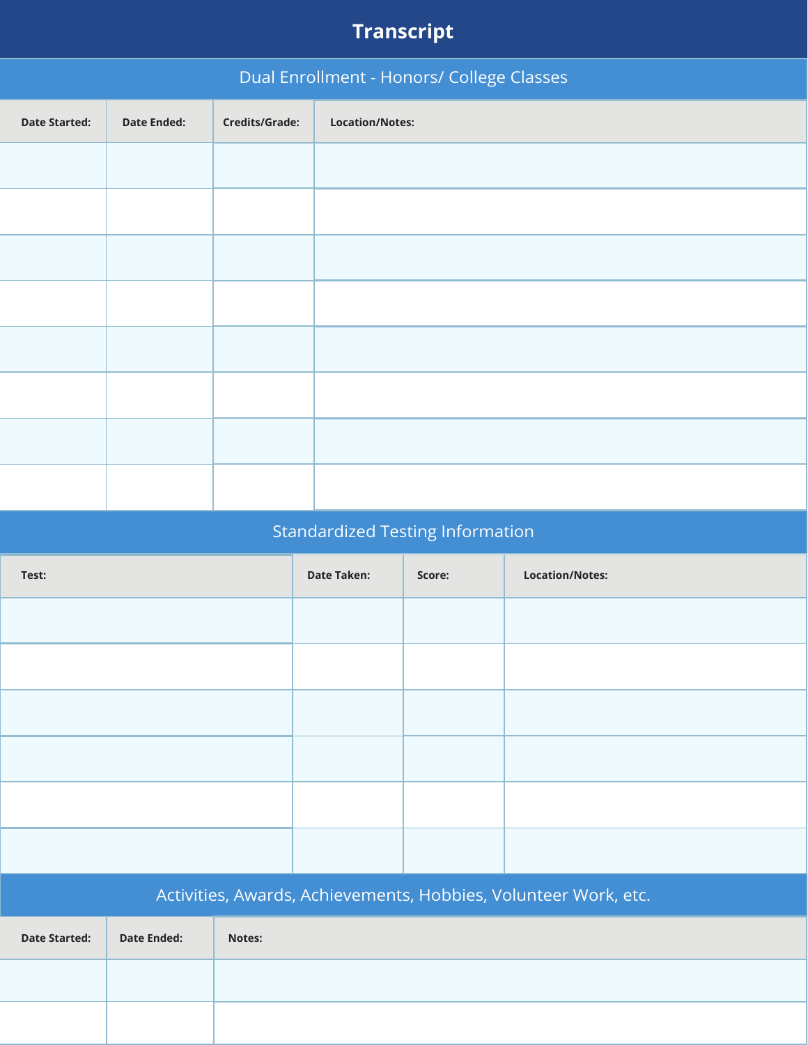# Transcript

## Dual Enrollment - Honors/ College Classes

| Date Started: | Date Ended: | Credits/Grade: | Location/Notes: |
|---|---|---|---|
| | | | |
| | | | |
| | | | |
| | | | |
| | | | |
| | | | |
| | | | |
| | | | |

## Standardized Testing Information

| Test: | Date Taken: | Score: | Location/Notes: |
|---|---|---|---|
| | | | |
| | | | |
| | | | |
| | | | |
| | | | |
| | | | |

## Activities, Awards, Achievements, Hobbies, Volunteer Work, etc.

| Date Started: | Date Ended: | Notes: |
|---|---|---|
| | | |
| | | |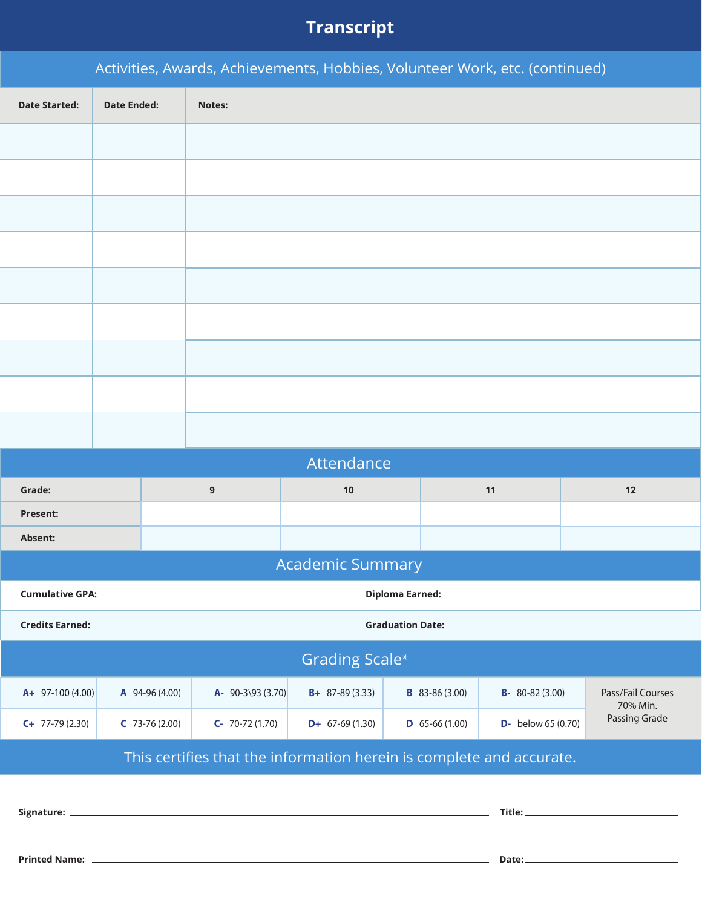# Transcript

## Activities, Awards, Achievements, Hobbies, Volunteer Work, etc. (continued)

| Date Started: | Date Ended: | Notes: |
|---|---|---|
| | | |
| | | |
| | | |
| | | |
| | | |
| | | |
| | | |
| | | |
| | | |

## Attendance

| Grade: | 9 | 10 | 11 | 12 |
|---|---|---|---|---|
| Present: | | | | |
| Absent: | | | | |

## Academic Summary

| | |
|---|---|
| **Cumulative GPA:** | **Diploma Earned:** |
| **Credits Earned:** | **Graduation Date:** |

## Grading Scale*

| | | | | | | |
|---|---|---|---|---|---|---|
| **A+** 97-100 (4.00) | **A** 94-96 (4.00) | **A-** 90-3\93 (3.70) | **B+** 87-89 (3.33) | **B** 83-86 (3.00) | **B-** 80-82 (3.00) | Pass/Fail Courses 70% Min. Passing Grade |
| **C+** 77-79 (2.30) | **C** 73-76 (2.00) | **C-** 70-72 (1.70) | **D+** 67-69 (1.30) | **D** 65-66 (1.00) | **D-** below 65 (0.70) | |

This certifies that the information herein is complete and accurate.

**Signature:** ______________________________ **Title:** ______________________

**Printed Name:** ______________________________ **Date:** ______________________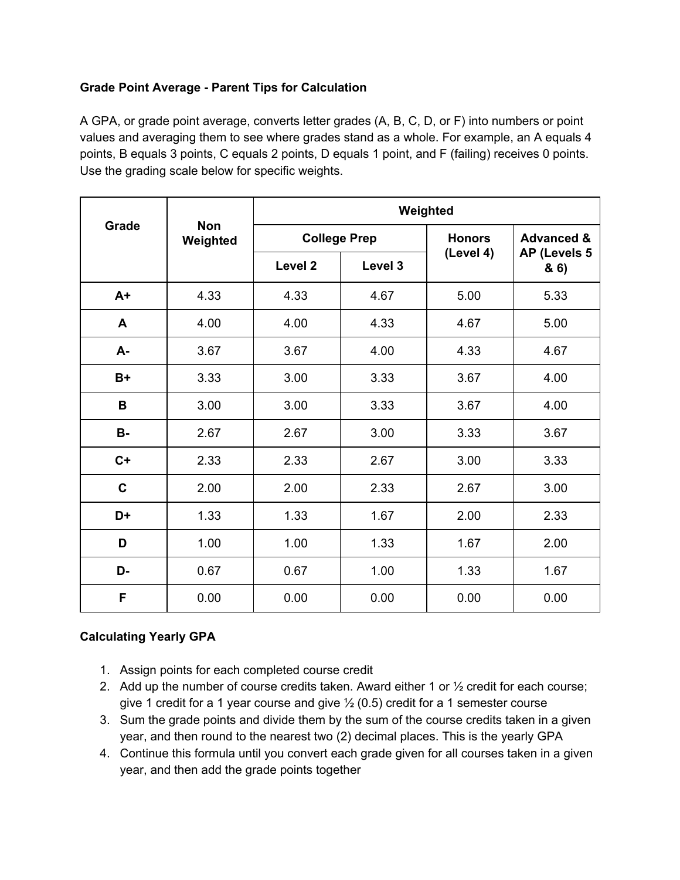**Grade Point Average - Parent Tips for Calculation**

A GPA, or grade point average, converts letter grades (A, B, C, D, or F) into numbers or point values and averaging them to see where grades stand as a whole. For example, an A equals 4 points, B equals 3 points, C equals 2 points, D equals 1 point, and F (failing) receives 0 points. Use the grading scale below for specific weights.

| Grade | Non Weighted | Weighted | | | |
|---|---|---|---|---|---|
| | | College Prep | | Honors (Level 4) | Advanced & AP (Levels 5 & 6) |
| | | Level 2 | Level 3 | | |
| A+ | 4.33 | 4.33 | 4.67 | 5.00 | 5.33 |
| A | 4.00 | 4.00 | 4.33 | 4.67 | 5.00 |
| A- | 3.67 | 3.67 | 4.00 | 4.33 | 4.67 |
| B+ | 3.33 | 3.00 | 3.33 | 3.67 | 4.00 |
| B | 3.00 | 3.00 | 3.33 | 3.67 | 4.00 |
| B- | 2.67 | 2.67 | 3.00 | 3.33 | 3.67 |
| C+ | 2.33 | 2.33 | 2.67 | 3.00 | 3.33 |
| C | 2.00 | 2.00 | 2.33 | 2.67 | 3.00 |
| D+ | 1.33 | 1.33 | 1.67 | 2.00 | 2.33 |
| D | 1.00 | 1.00 | 1.33 | 1.67 | 2.00 |
| D- | 0.67 | 0.67 | 1.00 | 1.33 | 1.67 |
| F | 0.00 | 0.00 | 0.00 | 0.00 | 0.00 |

**Calculating Yearly GPA**

1. Assign points for each completed course credit
2. Add up the number of course credits taken. Award either 1 or ½ credit for each course; give 1 credit for a 1 year course and give ½ (0.5) credit for a 1 semester course
3. Sum the grade points and divide them by the sum of the course credits taken in a given year, and then round to the nearest two (2) decimal places. This is the yearly GPA
4. Continue this formula until you convert each grade given for all courses taken in a given year, and then add the grade points together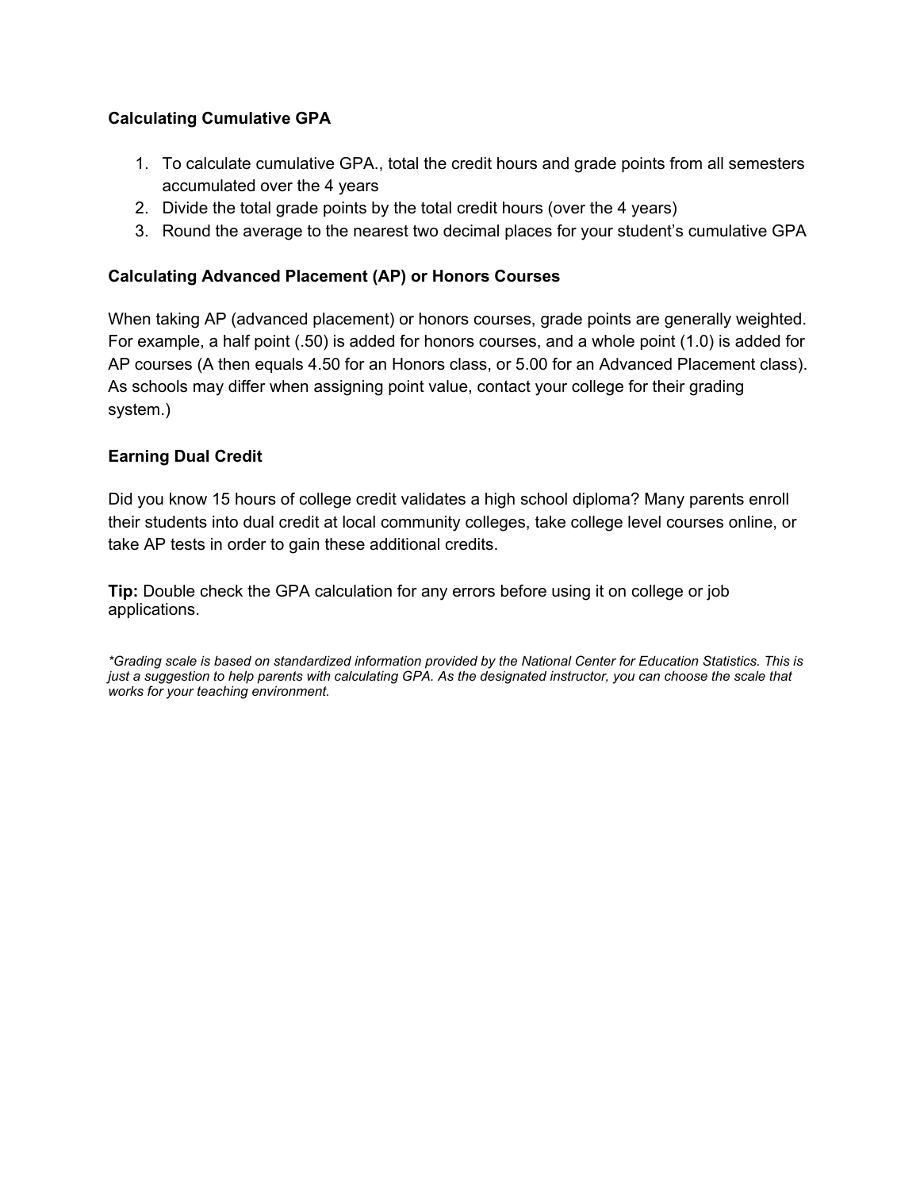**Calculating Cumulative GPA**

1. To calculate cumulative GPA., total the credit hours and grade points from all semesters accumulated over the 4 years
2. Divide the total grade points by the total credit hours (over the 4 years)
3. Round the average to the nearest two decimal places for your student's cumulative GPA

**Calculating Advanced Placement (AP) or Honors Courses**

When taking AP (advanced placement) or honors courses, grade points are generally weighted. For example, a half point (.50) is added for honors courses, and a whole point (1.0) is added for AP courses (A then equals 4.50 for an Honors class, or 5.00 for an Advanced Placement class). As schools may differ when assigning point value, contact your college for their grading system.)

**Earning Dual Credit**

Did you know 15 hours of college credit validates a high school diploma? Many parents enroll their students into dual credit at local community colleges, take college level courses online, or take AP tests in order to gain these additional credits.

**Tip:** Double check the GPA calculation for any errors before using it on college or job applications.

*\*Grading scale is based on standardized information provided by the National Center for Education Statistics. This is just a suggestion to help parents with calculating GPA. As the designated instructor, you can choose the scale that works for your teaching environment.*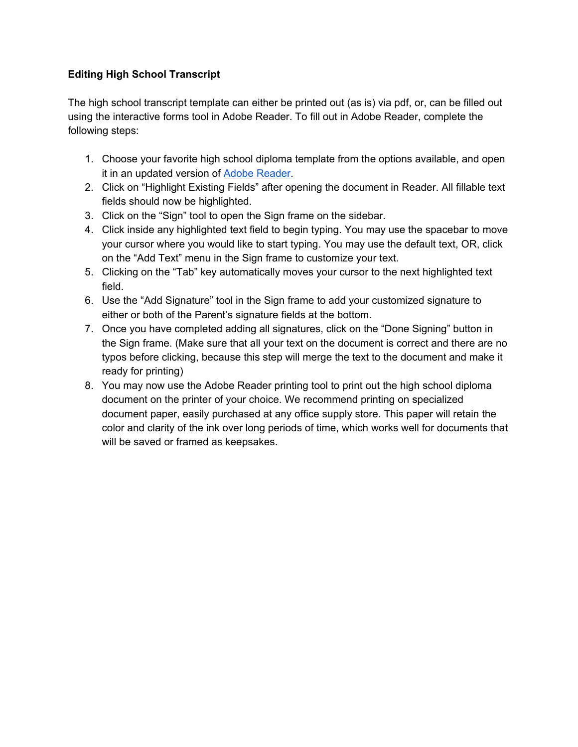**Editing High School Transcript**

The high school transcript template can either be printed out (as is) via pdf, or, can be filled out using the interactive forms tool in Adobe Reader. To fill out in Adobe Reader, complete the following steps:

1. Choose your favorite high school diploma template from the options available, and open it in an updated version of Adobe Reader.
2. Click on "Highlight Existing Fields" after opening the document in Reader. All fillable text fields should now be highlighted.
3. Click on the "Sign" tool to open the Sign frame on the sidebar.
4. Click inside any highlighted text field to begin typing. You may use the spacebar to move your cursor where you would like to start typing. You may use the default text, OR, click on the "Add Text" menu in the Sign frame to customize your text.
5. Clicking on the "Tab" key automatically moves your cursor to the next highlighted text field.
6. Use the "Add Signature" tool in the Sign frame to add your customized signature to either or both of the Parent's signature fields at the bottom.
7. Once you have completed adding all signatures, click on the "Done Signing" button in the Sign frame. (Make sure that all your text on the document is correct and there are no typos before clicking, because this step will merge the text to the document and make it ready for printing)
8. You may now use the Adobe Reader printing tool to print out the high school diploma document on the printer of your choice. We recommend printing on specialized document paper, easily purchased at any office supply store. This paper will retain the color and clarity of the ink over long periods of time, which works well for documents that will be saved or framed as keepsakes.